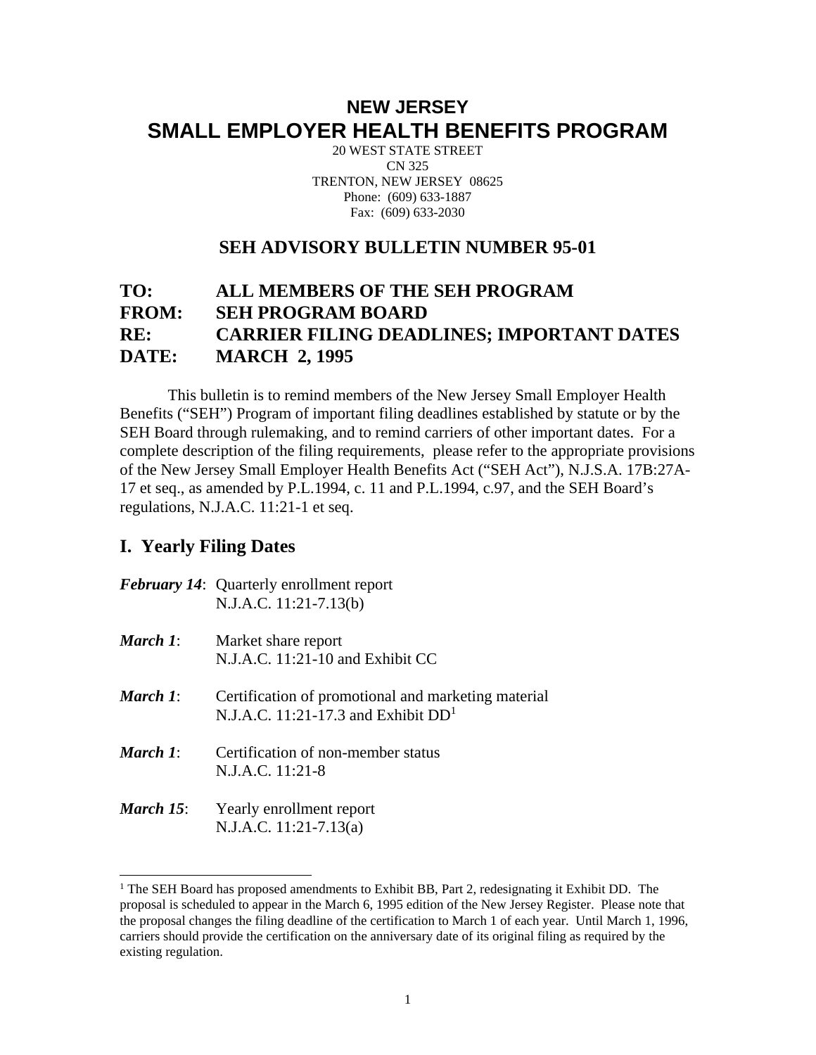# NEW JERSEY
# SMALL EMPLOYER HEALTH BENEFITS PROGRAM

20 WEST STATE STREET
CN 325
TRENTON, NEW JERSEY 08625
Phone: (609) 633-1887
Fax: (609) 633-2030

## SEH ADVISORY BULLETIN NUMBER 95-01

**TO:** ALL MEMBERS OF THE SEH PROGRAM
**FROM:** SEH PROGRAM BOARD
**RE:** CARRIER FILING DEADLINES; IMPORTANT DATES
**DATE:** MARCH 2, 1995

This bulletin is to remind members of the New Jersey Small Employer Health Benefits ("SEH") Program of important filing deadlines established by statute or by the SEH Board through rulemaking, and to remind carriers of other important dates. For a complete description of the filing requirements, please refer to the appropriate provisions of the New Jersey Small Employer Health Benefits Act ("SEH Act"), N.J.S.A. 17B:27A-17 et seq., as amended by P.L.1994, c. 11 and P.L.1994, c.97, and the SEH Board's regulations, N.J.A.C. 11:21-1 et seq.

## I. Yearly Filing Dates

***February 14***: Quarterly enrollment report
N.J.A.C. 11:21-7.13(b)

***March 1***: Market share report
N.J.A.C. 11:21-10 and Exhibit CC

***March 1***: Certification of promotional and marketing material
N.J.A.C. 11:21-17.3 and Exhibit DD[1]

***March 1***: Certification of non-member status
N.J.A.C. 11:21-8

***March 15***: Yearly enrollment report
N.J.A.C. 11:21-7.13(a)

---

[1] The SEH Board has proposed amendments to Exhibit BB, Part 2, redesignating it Exhibit DD. The proposal is scheduled to appear in the March 6, 1995 edition of the New Jersey Register. Please note that the proposal changes the filing deadline of the certification to March 1 of each year. Until March 1, 1996, carriers should provide the certification on the anniversary date of its original filing as required by the existing regulation.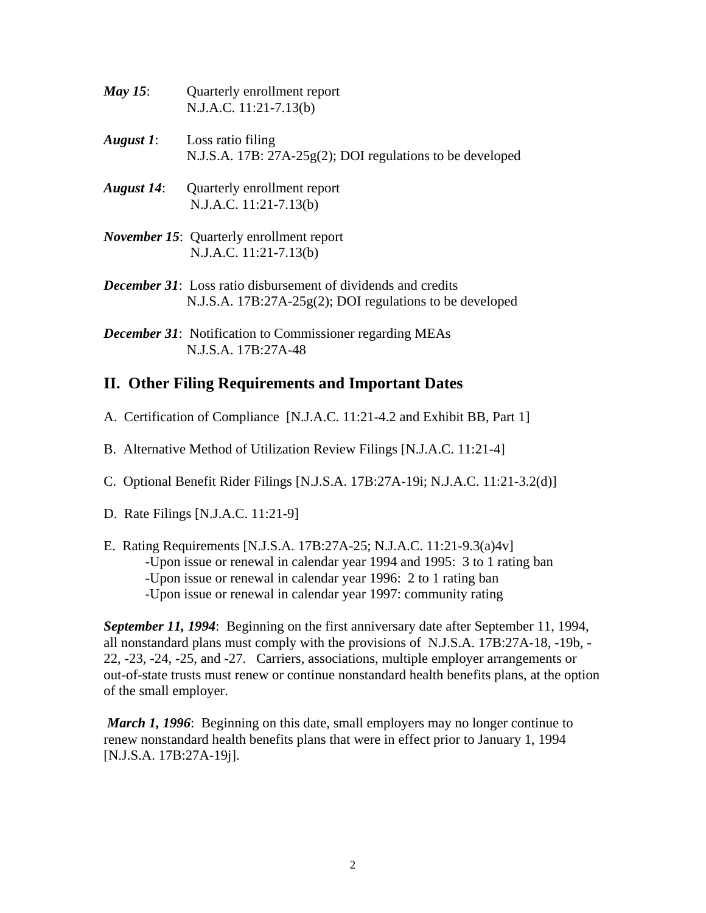***May 15***: Quarterly enrollment report
N.J.A.C. 11:21-7.13(b)

***August 1***: Loss ratio filing
N.J.S.A. 17B: 27A-25g(2); DOI regulations to be developed

***August 14***: Quarterly enrollment report
N.J.A.C. 11:21-7.13(b)

***November 15***: Quarterly enrollment report
N.J.A.C. 11:21-7.13(b)

***December 31***: Loss ratio disbursement of dividends and credits
N.J.S.A. 17B:27A-25g(2); DOI regulations to be developed

***December 31***: Notification to Commissioner regarding MEAs
N.J.S.A. 17B:27A-48

## II. Other Filing Requirements and Important Dates

A. Certification of Compliance [N.J.A.C. 11:21-4.2 and Exhibit BB, Part 1]

B. Alternative Method of Utilization Review Filings [N.J.A.C. 11:21-4]

C. Optional Benefit Rider Filings [N.J.S.A. 17B:27A-19i; N.J.A.C. 11:21-3.2(d)]

D. Rate Filings [N.J.A.C. 11:21-9]

E. Rating Requirements [N.J.S.A. 17B:27A-25; N.J.A.C. 11:21-9.3(a)4v]
- Upon issue or renewal in calendar year 1994 and 1995: 3 to 1 rating ban
- Upon issue or renewal in calendar year 1996: 2 to 1 rating ban
- Upon issue or renewal in calendar year 1997: community rating

***September 11, 1994***: Beginning on the first anniversary date after September 11, 1994, all nonstandard plans must comply with the provisions of N.J.S.A. 17B:27A-18, -19b, -22, -23, -24, -25, and -27. Carriers, associations, multiple employer arrangements or out-of-state trusts must renew or continue nonstandard health benefits plans, at the option of the small employer.

***March 1, 1996***: Beginning on this date, small employers may no longer continue to renew nonstandard health benefits plans that were in effect prior to January 1, 1994 [N.J.S.A. 17B:27A-19j].